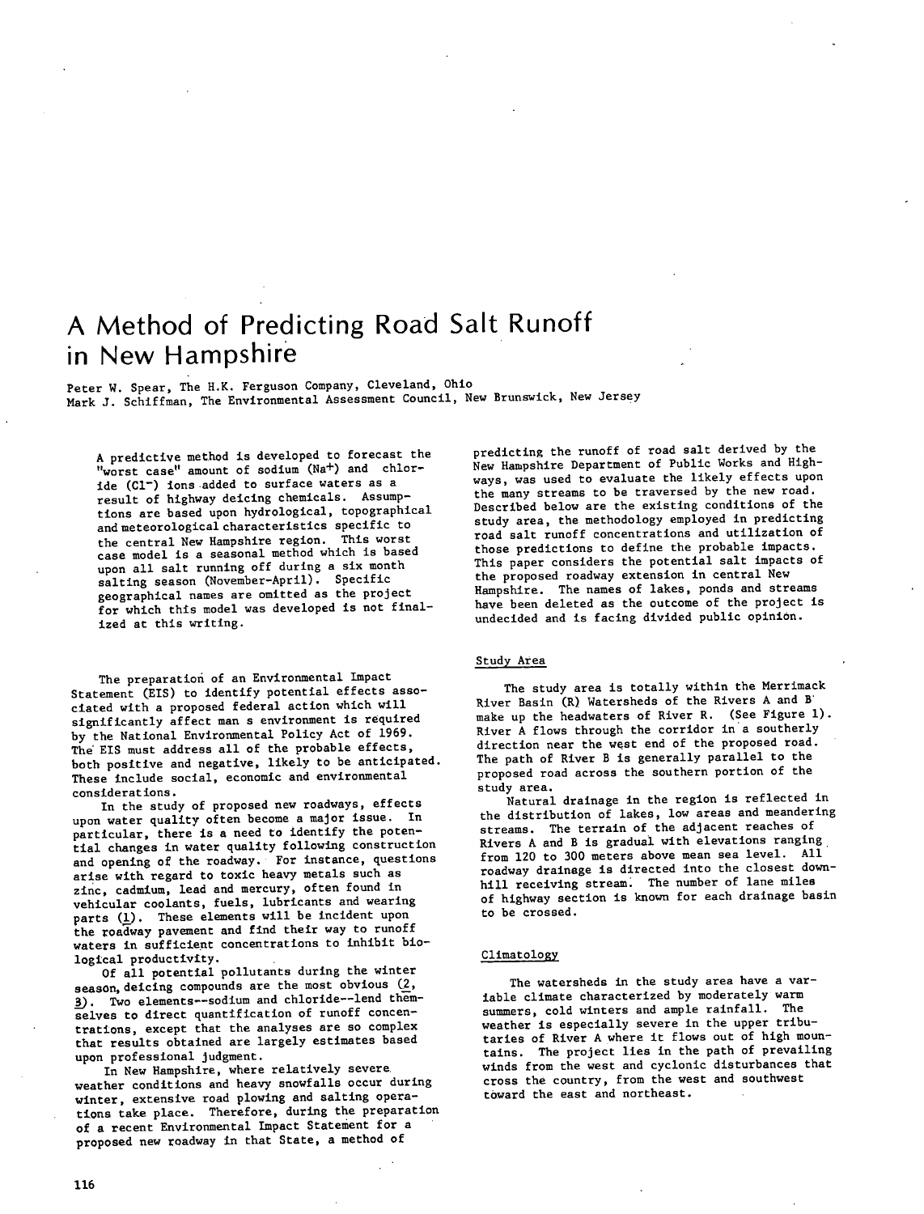# A Method of Predicting Road Salt Runoff in New Hampshire

Peter W. Spear, The H.K. Ferguson Company, Cleveland, Ohio
Mark J. Schiffman, The Environmental Assessment Council, New Brunswick, New Jersey

A predictive method is developed to forecast the "worst case" amount of sodium ($Na^+$) and chloride ($Cl^-$) ions added to surface waters as a result of highway deicing chemicals. Assumptions are based upon hydrological, topographical and meteorological characteristics specific to the central New Hampshire region. This worst case model is a seasonal method which is based upon all salt running off during a six month salting season (November-April). Specific geographical names are omitted as the project for which this model was developed is not finalized at this writing.

The preparation of an Environmental Impact Statement (EIS) to identify potential effects associated with a proposed federal action which will significantly affect man s environment is required by the National Environmental Policy Act of 1969. The EIS must address all of the probable effects, both positive and negative, likely to be anticipated. These include social, economic and environmental considerations.

In the study of proposed new roadways, effects upon water quality often become a major issue. In particular, there is a need to identify the potential changes in water quality following construction and opening of the roadway. For instance, questions arise with regard to toxic heavy metals such as zinc, cadmium, lead and mercury, often found in vehicular coolants, fuels, lubricants and wearing parts (1). These elements will be incident upon the roadway pavement and find their way to runoff waters in sufficient concentrations to inhibit biological productivity.

Of all potential pollutants during the winter season, deicing compounds are the most obvious (2, 3). Two elements--sodium and chloride--lend themselves to direct quantification of runoff concentrations, except that the analyses are so complex that results obtained are largely estimates based upon professional judgment.

In New Hampshire, where relatively severe weather conditions and heavy snowfalls occur during winter, extensive road plowing and salting operations take place. Therefore, during the preparation of a recent Environmental Impact Statement for a proposed new roadway in that State, a method of predicting the runoff of road salt derived by the New Hampshire Department of Public Works and Highways, was used to evaluate the likely effects upon the many streams to be traversed by the new road. Described below are the existing conditions of the study area, the methodology employed in predicting road salt runoff concentrations and utilization of those predictions to define the probable impacts. This paper considers the potential salt impacts of the proposed roadway extension in central New Hampshire. The names of lakes, ponds and streams have been deleted as the outcome of the project is undecided and is facing divided public opinion.

## Study Area

The study area is totally within the Merrimack River Basin (R) Watersheds of the Rivers A and B make up the headwaters of River R. (See Figure 1). River A flows through the corridor in a southerly direction near the west end of the proposed road. The path of River B is generally parallel to the proposed road across the southern portion of the study area.

Natural drainage in the region is reflected in the distribution of lakes, low areas and meandering streams. The terrain of the adjacent reaches of Rivers A and B is gradual with elevations ranging from 120 to 300 meters above mean sea level. All roadway drainage is directed into the closest downhill receiving stream. The number of lane miles of highway section is known for each drainage basin to be crossed.

## Climatology

The watersheds in the study area have a variable climate characterized by moderately warm summers, cold winters and ample rainfall. The weather is especially severe in the upper tributaries of River A where it flows out of high mountains. The project lies in the path of prevailing winds from the west and cyclonic disturbances that cross the country, from the west and southwest toward the east and northeast.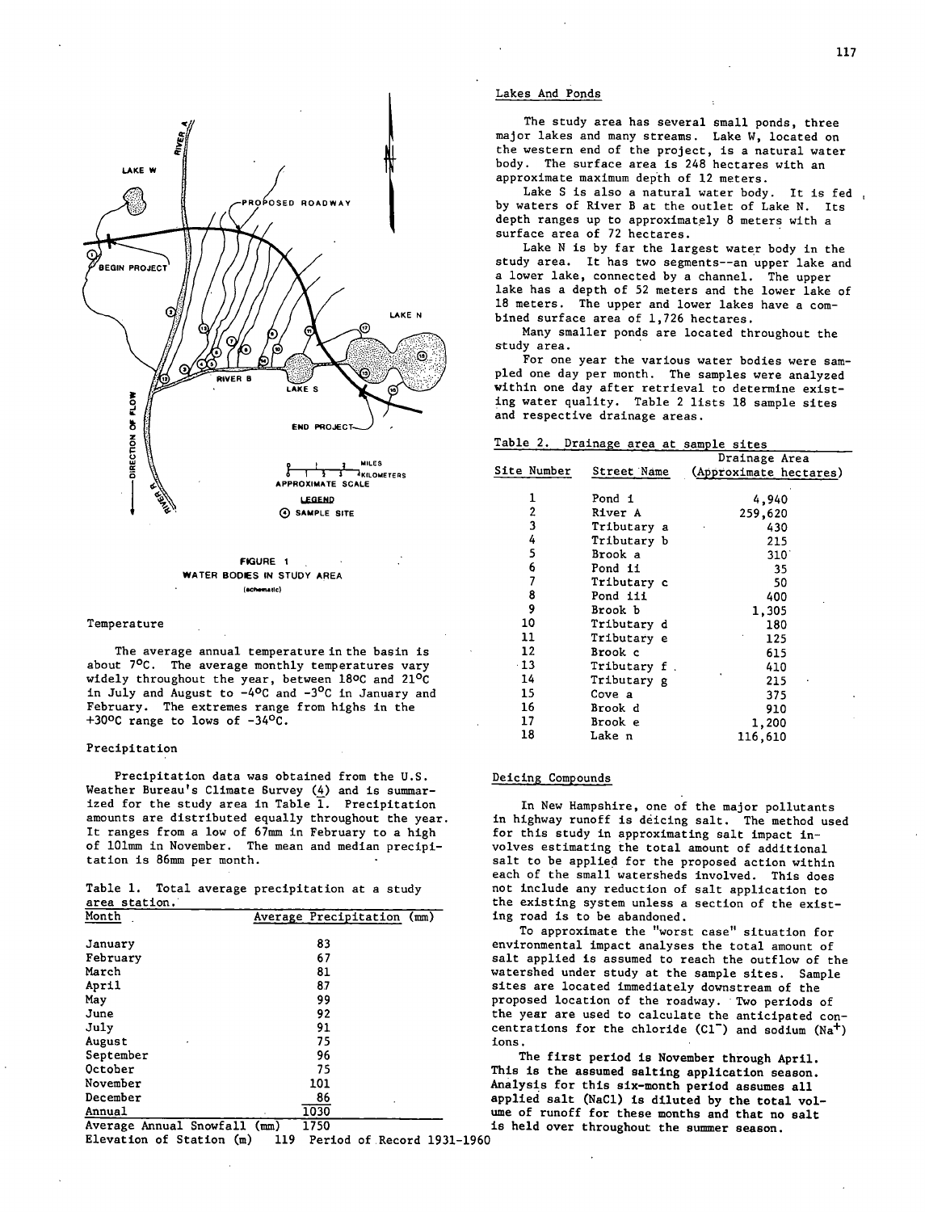FIGURE 1
WATER BODIES IN STUDY AREA
(schematic)

## Temperature

The average annual temperature in the basin is about 7°C. The average monthly temperatures vary widely throughout the year, between 18°C and 21°C in July and August to -4°C and -3°C in January and February. The extremes range from highs in the +30°C range to lows of -34°C.

## Precipitation

Precipitation data was obtained from the U.S. Weather Bureau's Climate Survey (4) and is summarized for the study area in Table 1. Precipitation amounts are distributed equally throughout the year. It ranges from a low of 67mm in February to a high of 101mm in November. The mean and median precipitation is 86mm per month.

Table 1. Total average precipitation at a study area station.

| Month | Average Precipitation (mm) |
|---|---|
| January | 83 |
| February | 67 |
| March | 81 |
| April | 87 |
| May | 99 |
| June | 92 |
| July | 91 |
| August | 75 |
| September | 96 |
| October | 75 |
| November | 101 |
| December | 86 |
| Annual | 1030 |

Average Annual Snowfall (mm) 1750
Elevation of Station (m) 119 Period of Record 1931-1960

## Lakes And Ponds

The study area has several small ponds, three major lakes and many streams. Lake W, located on the western end of the project, is a natural water body. The surface area is 248 hectares with an approximate maximum depth of 12 meters.

Lake S is also a natural water body. It is fed by waters of River B at the outlet of Lake N. Its depth ranges up to approximately 8 meters with a surface area of 72 hectares.

Lake N is by far the largest water body in the study area. It has two segments--an upper lake and a lower lake, connected by a channel. The upper lake has a depth of 52 meters and the lower lake of 18 meters. The upper and lower lakes have a combined surface area of 1,726 hectares.

Many smaller ponds are located throughout the study area.

For one year the various water bodies were sampled one day per month. The samples were analyzed within one day after retrieval to determine existing water quality. Table 2 lists 18 sample sites and respective drainage areas.

Table 2. Drainage area at sample sites

| Site Number | Street Name | Drainage Area (Approximate hectares) |
|---|---|---|
| 1 | Pond i | 4,940 |
| 2 | River A | 259,620 |
| 3 | Tributary a | 430 |
| 4 | Tributary b | 215 |
| 5 | Brook a | 310 |
| 6 | Pond ii | 35 |
| 7 | Tributary c | 50 |
| 8 | Pond iii | 400 |
| 9 | Brook b | 1,305 |
| 10 | Tributary d | 180 |
| 11 | Tributary e | 125 |
| 12 | Brook c | 615 |
| 13 | Tributary f | 410 |
| 14 | Tributary g | 215 |
| 15 | Cove a | 375 |
| 16 | Brook d | 910 |
| 17 | Brook e | 1,200 |
| 18 | Lake n | 116,610 |

## Deicing Compounds

In New Hampshire, one of the major pollutants in highway runoff is deicing salt. The method used for this study in approximating salt impact involves estimating the total amount of additional salt to be applied for the proposed action within each of the small watersheds involved. This does not include any reduction of salt application to the existing system unless a section of the existing road is to be abandoned.

To approximate the "worst case" situation for environmental impact analyses the total amount of salt applied is assumed to reach the outflow of the watershed under study at the sample sites. Sample sites are located immediately downstream of the proposed location of the roadway. Two periods of the year are used to calculate the anticipated concentrations for the chloride ($Cl^-$) and sodium ($Na^+$) ions.

The first period is November through April. This is the assumed salting application season. Analysis for this six-month period assumes all applied salt ($NaCl$) is diluted by the total volume of runoff for these months and that no salt is held over throughout the summer season.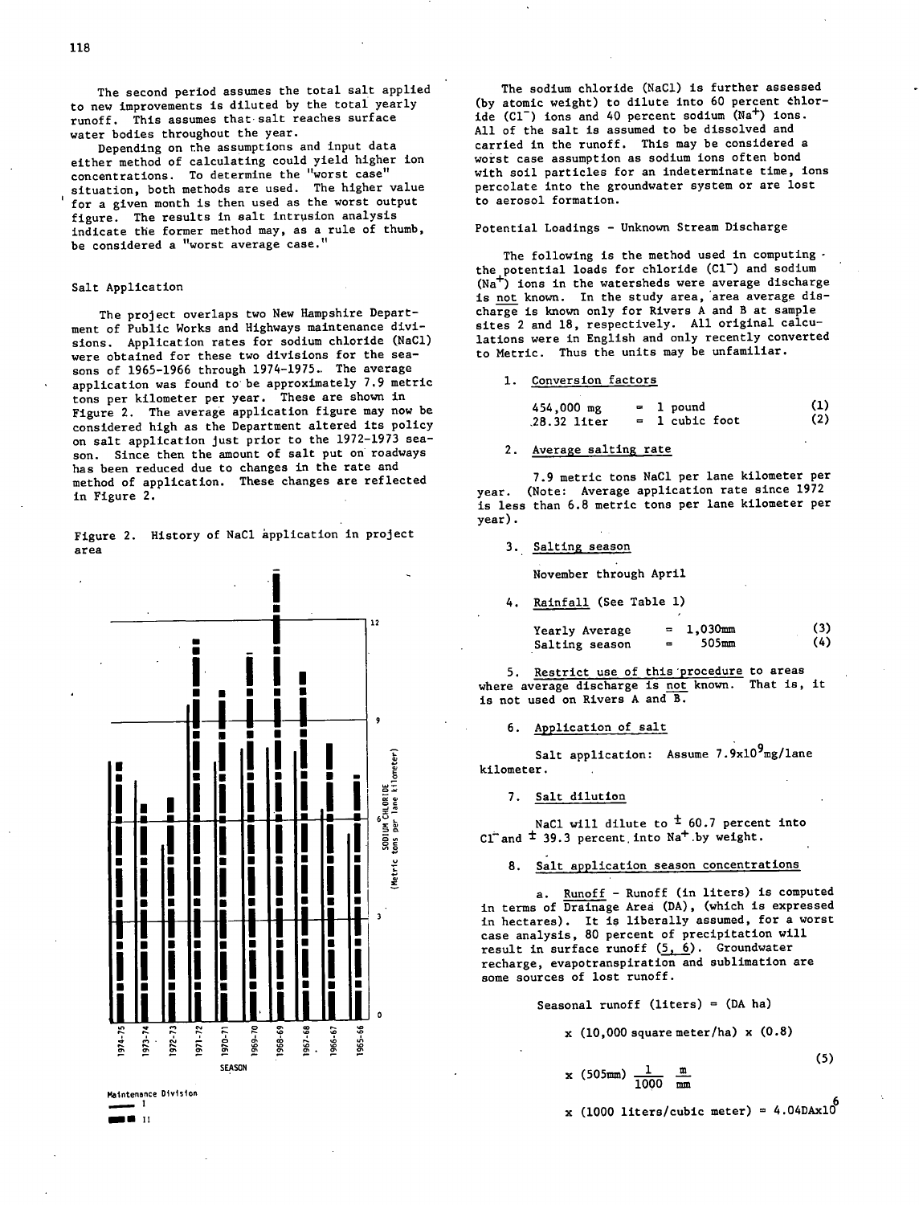The second period assumes the total salt applied to new improvements is diluted by the total yearly runoff. This assumes that salt reaches surface water bodies throughout the year.

Depending on the assumptions and input data either method of calculating could yield higher ion concentrations. To determine the "worst case" situation, both methods are used. The higher value for a given month is then used as the worst output figure. The results in salt intrusion analysis indicate the former method may, as a rule of thumb, be considered a "worst average case."

## Salt Application

The project overlaps two New Hampshire Department of Public Works and Highways maintenance divisions. Application rates for sodium chloride (NaCl) were obtained for these two divisions for the seasons of 1965-1966 through 1974-1975. The average application was found to be approximately 7.9 metric tons per kilometer per year. These are shown in Figure 2. The average application figure may now be considered high as the Department altered its policy on salt application just prior to the 1972-1973 season. Since then the amount of salt put on roadways has been reduced due to changes in the rate and method of application. These changes are reflected in Figure 2.

Figure 2. History of NaCl application in project area

The sodium chloride (NaCl) is further assessed (by atomic weight) to dilute into 60 percent chloride ($Cl^-$) ions and 40 percent sodium ($Na^+$) ions. All of the salt is assumed to be dissolved and carried in the runoff. This may be considered a worst case assumption as sodium ions often bond with soil particles for an indeterminate time, ions percolate into the groundwater system or are lost to aerosol formation.

## Potential Loadings - Unknown Stream Discharge

The following is the method used in computing the potential loads for chloride ($Cl^-$) and sodium ($Na^+$) ions in the watersheds were average discharge is not known. In the study area, area average discharge is known only for Rivers A and B at sample sites 2 and 18, respectively. All original calculations were in English and only recently converted to Metric. Thus the units may be unfamiliar.

1. Conversion factors

   454,000 mg = 1 pound (1)

   28.32 liter = 1 cubic foot (2)

2. Average salting rate

   7.9 metric tons NaCl per lane kilometer per year. (Note: Average application rate since 1972 is less than 6.8 metric tons per lane kilometer per year).

3. Salting season

   November through April

4. Rainfall (See Table 1)

   Yearly Average = 1,030mm (3)

   Salting season = 505mm (4)

5. Restrict use of this procedure to areas where average discharge is not known. That is, it is not used on Rivers A and B.

6. Application of salt

   Salt application: Assume $7.9 \times 10^9$ mg/lane kilometer.

7. Salt dilution

   NaCl will dilute to $\pm$ 60.7 percent into $Cl^-$ and $\pm$ 39.3 percent into $Na^+$ by weight.

8. Salt application season concentrations

   a. Runoff - Runoff (in liters) is computed in terms of Drainage Area (DA), (which is expressed in hectares). It is liberally assumed, for a worst case analysis, 80 percent of precipitation will result in surface runoff (5, 6). Groundwater recharge, evapotranspiration and sublimation are some sources of lost runoff.

$$\text{Seasonal runoff (liters)} = (\text{DA ha}) \times (10{,}000 \text{ square meter/ha}) \times (0.8) \times (505\text{mm}) \frac{1}{1000} \frac{\text{m}}{\text{mm}} \times (1000 \text{ liters/cubic meter}) = 4.04\text{DA}\times 10^6 \quad (5)$$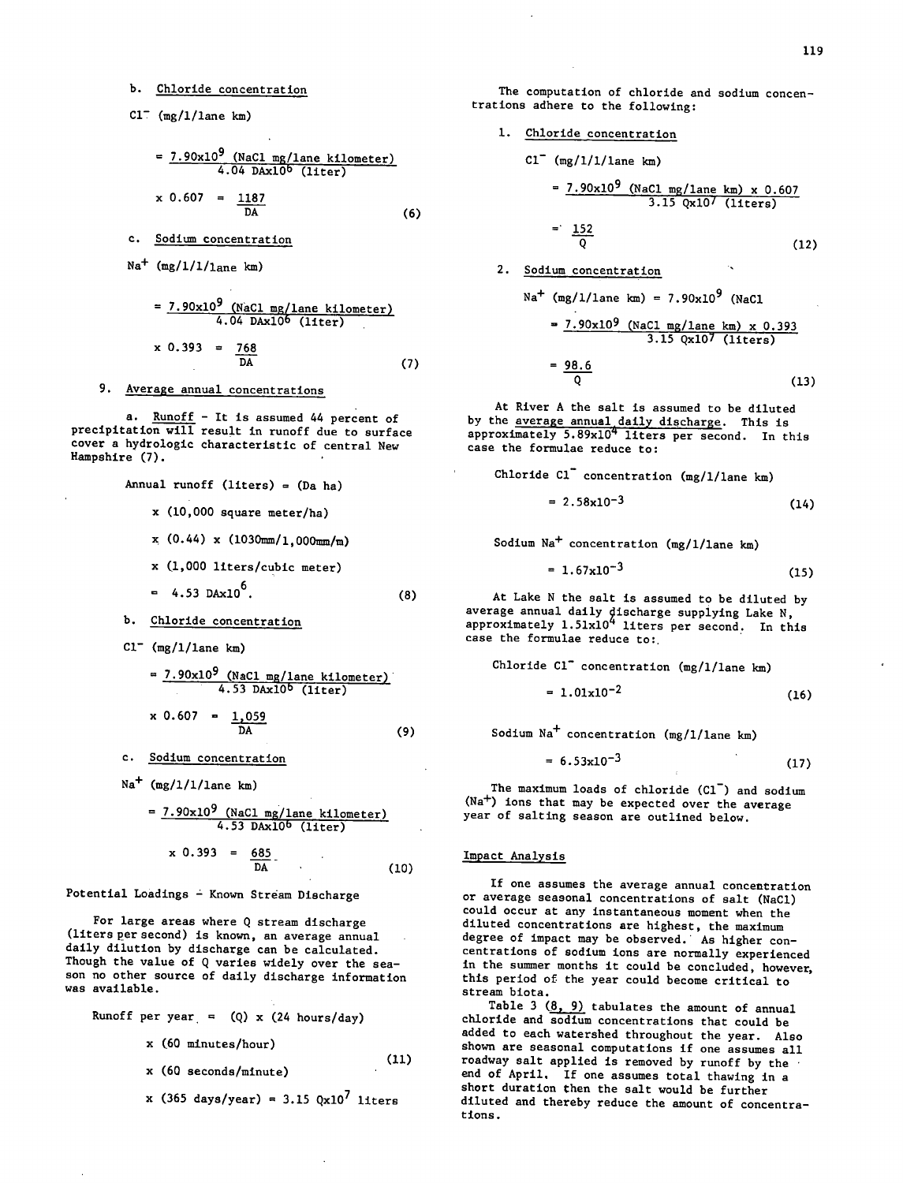b. Chloride concentration

$Cl^-$ (mg/l/lane km)

$$= \frac{7.90 \times 10^9 \text{ (NaCl mg/lane kilometer)}}{4.04 \text{ DA} \times 10^6 \text{ (liter)}}$$

$$\times 0.607 = \frac{1187}{\text{DA}} \quad (6)$$

c. Sodium concentration

$Na^+$ (mg/l/lane km)

$$= \frac{7.90 \times 10^9 \text{ (NaCl mg/lane kilometer)}}{4.04 \text{ DA} \times 10^6 \text{ (liter)}}$$

$$\times 0.393 = \frac{768}{\text{DA}} \quad (7)$$

9. Average annual concentrations

a. Runoff - It is assumed 44 percent of precipitation will result in runoff due to surface cover a hydrologic characteristic of central New Hampshire (7).

$$\text{Annual runoff (liters)} = \text{(Da ha)}$$

$$\times \text{(10,000 square meter/ha)}$$

$$\times (0.44) \times \text{(1030mm/1,000mm/m)}$$

$$\times \text{(1,000 liters/cubic meter)}$$

$$= 4.53 \text{ DA} \times 10^6. \quad (8)$$

b. Chloride concentration

$Cl^-$ (mg/l/lane km)

$$= \frac{7.90 \times 10^9 \text{ (NaCl mg/lane kilometer)}}{4.53 \text{ DA} \times 10^6 \text{ (liter)}}$$

$$\times 0.607 = \frac{1{,}059}{\text{DA}} \quad (9)$$

c. Sodium concentration

$Na^+$ (mg/l/lane km)

$$= \frac{7.90 \times 10^9 \text{ (NaCl mg/lane kilometer)}}{4.53 \text{ DA} \times 10^6 \text{ (liter)}}$$

$$\times 0.393 = \frac{685}{\text{DA}} \quad (10)$$

Potential Loadings - Known Stream Discharge

For large areas where Q stream discharge (liters per second) is known, an average annual daily dilution by discharge can be calculated. Though the value of Q varies widely over the season no other source of daily discharge information was available.

$$\text{Runoff per year} = (Q) \times \text{(24 hours/day)}$$

$$\times \text{(60 minutes/hour)}$$

$$\times \text{(60 seconds/minute)} \quad (11)$$

$$\times \text{(365 days/year)} = 3.15 \text{ Q} \times 10^7 \text{ liters}$$

The computation of chloride and sodium concentrations adhere to the following:

1. Chloride concentration

$Cl^-$ (mg/l/l/lane km)

$$= \frac{7.90 \times 10^9 \text{ (NaCl mg/lane km)} \times 0.607}{3.15 \text{ Q} \times 10^7 \text{ (liters)}}$$

$$= \frac{152}{Q} \quad (12)$$

2. Sodium concentration

$Na^+$ (mg/l/lane km) = $7.90 \times 10^9$ (NaCl

$$= \frac{7.90 \times 10^9 \text{ (NaCl mg/lane km)} \times 0.393}{3.15 \text{ Q} \times 10^7 \text{ (liters)}}$$

$$= \frac{98.6}{Q} \quad (13)$$

At River A the salt is assumed to be diluted by the average annual daily discharge. This is approximately $5.89 \times 10^4$ liters per second. In this case the formulae reduce to:

Chloride $Cl^-$ concentration (mg/l/lane km)

$$= 2.58 \times 10^{-3} \quad (14)$$

Sodium $Na^+$ concentration (mg/l/lane km)

$$= 1.67 \times 10^{-3} \quad (15)$$

At Lake N the salt is assumed to be diluted by average annual daily discharge supplying Lake N, approximately $1.51 \times 10^4$ liters per second. In this case the formulae reduce to:

Chloride $Cl^-$ concentration (mg/l/lane km)

$$= 1.01 \times 10^{-2} \quad (16)$$

Sodium $Na^+$ concentration (mg/l/lane km)

$$= 6.53 \times 10^{-3} \quad (17)$$

The maximum loads of chloride ($Cl^-$) and sodium ($Na^+$) ions that may be expected over the average year of salting season are outlined below.

## Impact Analysis

If one assumes the average annual concentration or average seasonal concentrations of salt (NaCl) could occur at any instantaneous moment when the diluted concentrations are highest, the maximum degree of impact may be observed. As higher concentrations of sodium ions are normally experienced in the summer months it could be concluded, however, this period of the year could become critical to stream biota.

Table 3 (8, 9) tabulates the amount of annual chloride and sodium concentrations that could be added to each watershed throughout the year. Also shown are seasonal computations if one assumes all roadway salt applied is removed by runoff by the end of April. If one assumes total thawing in a short duration then the salt would be further diluted and thereby reduce the amount of concentrations.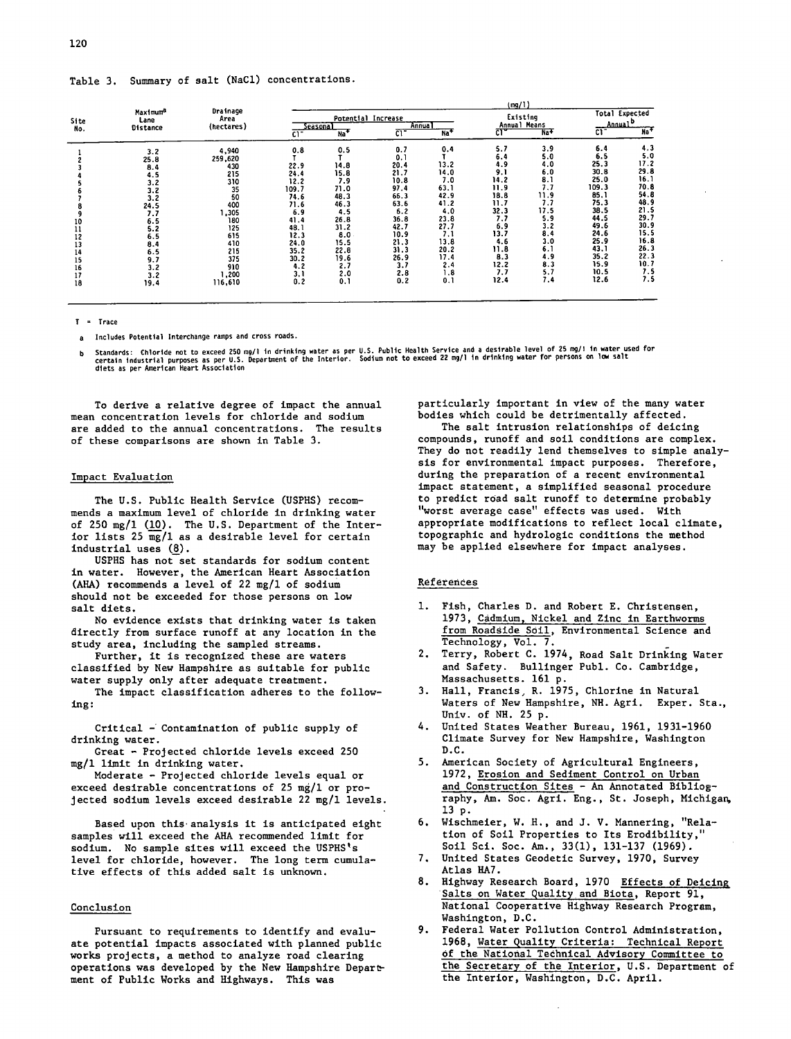Table 3. Summary of salt (NaCl) concentrations.

| Site No. | Maximum[a] Lane Distance | Drainage Area (hectares) | (mg/l) Potential Increase Seasonal Cl⁻ | | Annual Cl⁻ | | Existing Annual Means Cl⁻ | | Total Expected Annual[b] Cl⁻ | |
|---|---|---|---|---|---|---|---|---|---|---|
| | | | $Cl^-$ | $Na^+$ | $Cl^-$ | $Na^+$ | $Cl^-$ | $Na^+$ | $Cl^-$ | $Na^+$ |
| 1 | 3.2 | 4,940 | 0.8 | 0.5 | 0.7 | 0.4 | 5.7 | 3.9 | 6.4 | 4.3 |
| 2 | 25.8 | 259,620 | T | T | 0.1 | T | 6.4 | 5.0 | 6.5 | 5.0 |
| 3 | 8.4 | 430 | 22.9 | 14.8 | 20.4 | 13.2 | 4.9 | 4.0 | 25.3 | 17.2 |
| 4 | 4.5 | 215 | 24.4 | 15.8 | 21.7 | 14.0 | 9.1 | 6.0 | 30.8 | 29.8 |
| 5 | 3.2 | 310 | 12.2 | 7.9 | 10.8 | 7.0 | 14.2 | 8.1 | 25.0 | 16.1 |
| 6 | 3.2 | 35 | 109.7 | 71.0 | 97.4 | 63.1 | 11.9 | 7.7 | 109.3 | 70.8 |
| 7 | 3.2 | 50 | 74.6 | 48.3 | 66.3 | 42.9 | 18.8 | 11.9 | 85.1 | 54.8 |
| 8 | 24.5 | 400 | 71.6 | 46.3 | 63.6 | 41.2 | 11.7 | 7.7 | 75.3 | 48.9 |
| 9 | 7.7 | 1,305 | 6.9 | 4.5 | 6.2 | 4.0 | 32.3 | 17.5 | 38.5 | 21.5 |
| 10 | 6.5 | 180 | 41.4 | 26.8 | 36.8 | 23.8 | 7.7 | 5.9 | 44.5 | 29.7 |
| 11 | 5.2 | 125 | 48.1 | 31.2 | 42.7 | 27.7 | 6.9 | 3.2 | 49.6 | 30.9 |
| 12 | 6.5 | 615 | 12.3 | 8.0 | 10.9 | 7.1 | 13.7 | 8.4 | 24.6 | 15.5 |
| 13 | 8.4 | 410 | 24.0 | 15.5 | 21.3 | 13.8 | 4.6 | 3.0 | 25.9 | 16.8 |
| 14 | 6.5 | 215 | 35.2 | 22.8 | 31.3 | 20.2 | 11.8 | 6.1 | 43.1 | 26.3 |
| 15 | 9.7 | 375 | 30.2 | 19.6 | 26.9 | 17.4 | 8.3 | 4.9 | 35.2 | 22.3 |
| 16 | 3.2 | 910 | 4.2 | 2.7 | 3.7 | 2.4 | 12.2 | 8.3 | 15.9 | 10.7 |
| 17 | 3.2 | 1,200 | 3.1 | 2.0 | 2.8 | 1.8 | 7.7 | 5.7 | 10.5 | 7.5 |
| 18 | 19.4 | 116,610 | 0.2 | 0.1 | 0.2 | 0.1 | 12.4 | 7.4 | 12.6 | 7.5 |

T = Trace

a Includes Potential Interchange ramps and cross roads.

b Standards: Chloride not to exceed 250 mg/l in drinking water as per U.S. Public Health Service and a desirable level of 25 mg/l in water used for certain industrial purposes as per U.S. Department of the Interior. Sodium not to exceed 22 mg/l in drinking water for persons on low salt diets as per American Heart Association

To derive a relative degree of impact the annual mean concentration levels for chloride and sodium are added to the annual concentrations. The results of these comparisons are shown in Table 3.

## Impact Evaluation

The U.S. Public Health Service (USPHS) recommends a maximum level of chloride in drinking water of 250 mg/l (10). The U.S. Department of the Interior lists 25 mg/l as a desirable level for certain industrial uses (8).

USPHS has not set standards for sodium content in water. However, the American Heart Association (AHA) recommends a level of 22 mg/l of sodium should not be exceeded for those persons on low salt diets.

No evidence exists that drinking water is taken directly from surface runoff at any location in the study area, including the sampled streams.

Further, it is recognized these are waters classified by New Hampshire as suitable for public water supply only after adequate treatment.

The impact classification adheres to the following:

Critical - Contamination of public supply of drinking water.

Great - Projected chloride levels exceed 250 mg/l limit in drinking water.

Moderate - Projected chloride levels equal or exceed desirable concentrations of 25 mg/l or projected sodium levels exceed desirable 22 mg/l levels.

Based upon this analysis it is anticipated eight samples will exceed the AHA recommended limit for sodium. No sample sites will exceed the USPHS's level for chloride, however. The long term cumulative effects of this added salt is unknown.

## Conclusion

Pursuant to requirements to identify and evaluate potential impacts associated with planned public works projects, a method to analyze road clearing operations was developed by the New Hampshire Department of Public Works and Highways. This was particularly important in view of the many water bodies which could be detrimentally affected.

The salt intrusion relationships of deicing compounds, runoff and soil conditions are complex. They do not readily lend themselves to simple analysis for environmental impact purposes. Therefore, during the preparation of a recent environmental impact statement, a simplified seasonal procedure to predict road salt runoff to determine probably "worst average case" effects was used. With appropriate modifications to reflect local climate, topographic and hydrologic conditions the method may be applied elsewhere for impact analyses.

## References

1. Fish, Charles D. and Robert E. Christensen, 1973, Cadmium, Nickel and Zinc in Earthworms from Roadside Soil, Environmental Science and Technology, Vol. 7.
2. Terry, Robert C. 1974, Road Salt Drinking Water and Safety. Bullinger Publ. Co. Cambridge, Massachusetts. 161 p.
3. Hall, Francis, R. 1975, Chlorine in Natural Waters of New Hampshire, NH. Agri. Exper. Sta., Univ. of NH. 25 p.
4. United States Weather Bureau, 1961, 1931-1960 Climate Survey for New Hampshire, Washington D.C.
5. American Society of Agricultural Engineers, 1972, Erosion and Sediment Control on Urban and Construction Sites - An Annotated Bibliography, Am. Soc. Agri. Eng., St. Joseph, Michigan, 13 p.
6. Wischmeier, W. H., and J. V. Mannering, "Relation of Soil Properties to Its Erodibility," Soil Sci. Soc. Am., 33(1), 131-137 (1969).
7. United States Geodetic Survey, 1970, Survey Atlas HA7.
8. Highway Research Board, 1970 Effects of Deicing Salts on Water Quality and Biota, Report 91, National Cooperative Highway Research Program, Washington, D.C.
9. Federal Water Pollution Control Administration, 1968, Water Quality Criteria: Technical Report of the National Technical Advisory Committee to the Secretary of the Interior, U.S. Department of the Interior, Washington, D.C. April.